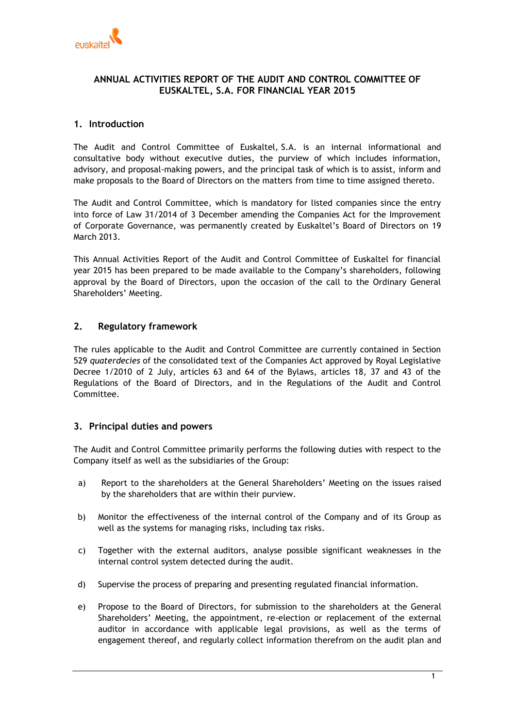# ANNUAL ACTIVITIES REPORT OF THE AUDIT AND CONTROL COMMITTEE OF EUSKALTEL, S.A. FOR FINANCIAL YEAR 2015

## 1. Introduction

The Audit and Control Committee of Euskaltel, S.A. is an internal informational and consultative body without executive duties, the purview of which includes information, advisory, and proposal-making powers, and the principal task of which is to assist, inform and make proposals to the Board of Directors on the matters from time to time assigned thereto.

The Audit and Control Committee, which is mandatory for listed companies since the entry into force of Law 31/2014 of 3 December amending the Companies Act for the Improvement of Corporate Governance, was permanently created by Euskaltel's Board of Directors on 19 March 2013.

This Annual Activities Report of the Audit and Control Committee of Euskaltel for financial year 2015 has been prepared to be made available to the Company's shareholders, following approval by the Board of Directors, upon the occasion of the call to the Ordinary General Shareholders' Meeting.

## 2. Regulatory framework

The rules applicable to the Audit and Control Committee are currently contained in Section 529 *quaterdecies* of the consolidated text of the Companies Act approved by Royal Legislative Decree 1/2010 of 2 July, articles 63 and 64 of the Bylaws, articles 18, 37 and 43 of the Regulations of the Board of Directors, and in the Regulations of the Audit and Control Committee.

## 3. Principal duties and powers

The Audit and Control Committee primarily performs the following duties with respect to the Company itself as well as the subsidiaries of the Group:

a) Report to the shareholders at the General Shareholders' Meeting on the issues raised by the shareholders that are within their purview.

b) Monitor the effectiveness of the internal control of the Company and of its Group as well as the systems for managing risks, including tax risks.

c) Together with the external auditors, analyse possible significant weaknesses in the internal control system detected during the audit.

d) Supervise the process of preparing and presenting regulated financial information.

e) Propose to the Board of Directors, for submission to the shareholders at the General Shareholders' Meeting, the appointment, re-election or replacement of the external auditor in accordance with applicable legal provisions, as well as the terms of engagement thereof, and regularly collect information therefrom on the audit plan and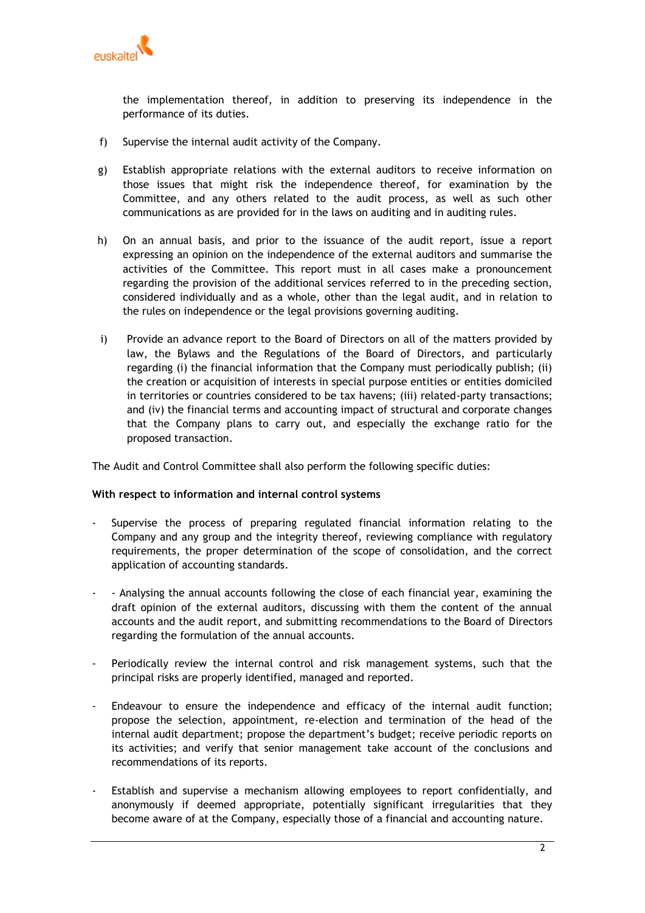the implementation thereof, in addition to preserving its independence in the performance of its duties.

f) Supervise the internal audit activity of the Company.

g) Establish appropriate relations with the external auditors to receive information on those issues that might risk the independence thereof, for examination by the Committee, and any others related to the audit process, as well as such other communications as are provided for in the laws on auditing and in auditing rules.

h) On an annual basis, and prior to the issuance of the audit report, issue a report expressing an opinion on the independence of the external auditors and summarise the activities of the Committee. This report must in all cases make a pronouncement regarding the provision of the additional services referred to in the preceding section, considered individually and as a whole, other than the legal audit, and in relation to the rules on independence or the legal provisions governing auditing.

i) Provide an advance report to the Board of Directors on all of the matters provided by law, the Bylaws and the Regulations of the Board of Directors, and particularly regarding (i) the financial information that the Company must periodically publish; (ii) the creation or acquisition of interests in special purpose entities or entities domiciled in territories or countries considered to be tax havens; (iii) related-party transactions; and (iv) the financial terms and accounting impact of structural and corporate changes that the Company plans to carry out, and especially the exchange ratio for the proposed transaction.

The Audit and Control Committee shall also perform the following specific duties:

**With respect to information and internal control systems**

- Supervise the process of preparing regulated financial information relating to the Company and any group and the integrity thereof, reviewing compliance with regulatory requirements, the proper determination of the scope of consolidation, and the correct application of accounting standards.

- - Analysing the annual accounts following the close of each financial year, examining the draft opinion of the external auditors, discussing with them the content of the annual accounts and the audit report, and submitting recommendations to the Board of Directors regarding the formulation of the annual accounts.

- Periodically review the internal control and risk management systems, such that the principal risks are properly identified, managed and reported.

- Endeavour to ensure the independence and efficacy of the internal audit function; propose the selection, appointment, re-election and termination of the head of the internal audit department; propose the department's budget; receive periodic reports on its activities; and verify that senior management take account of the conclusions and recommendations of its reports.

- Establish and supervise a mechanism allowing employees to report confidentially, and anonymously if deemed appropriate, potentially significant irregularities that they become aware of at the Company, especially those of a financial and accounting nature.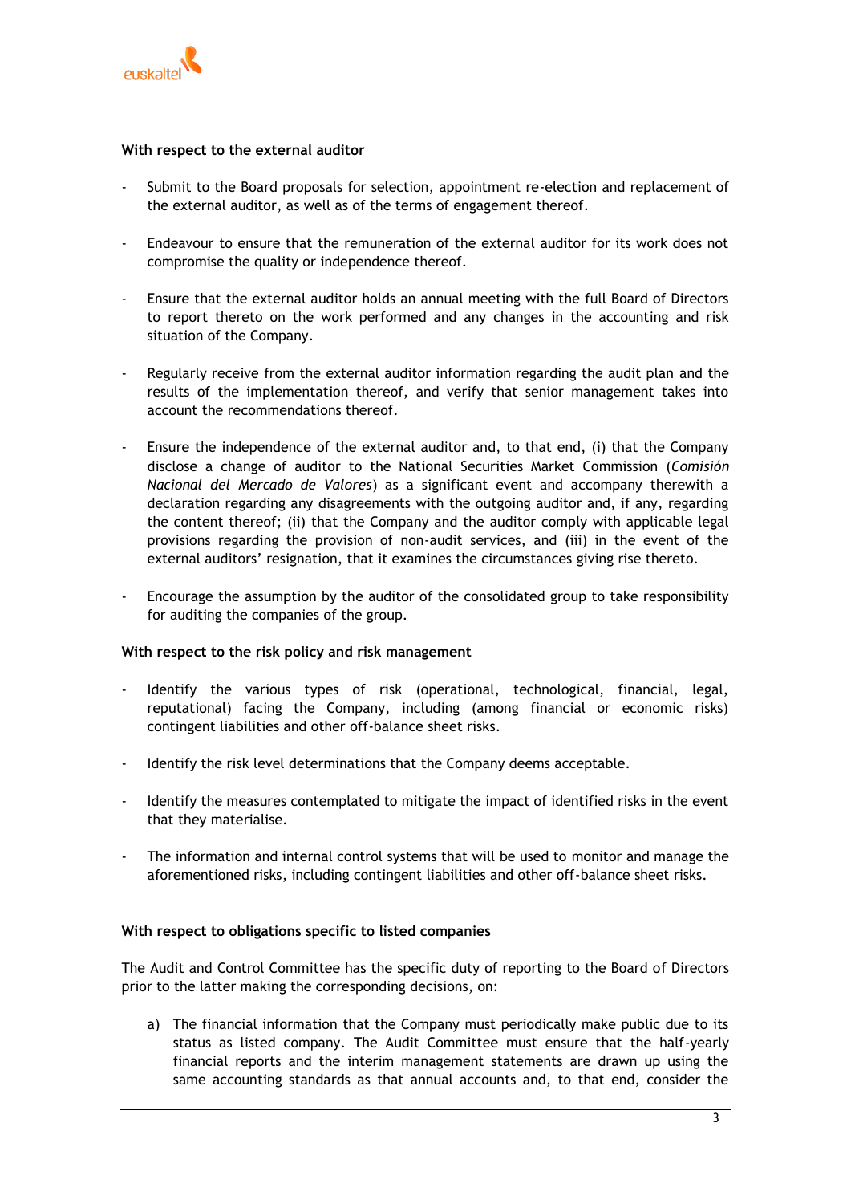**With respect to the external auditor**

- Submit to the Board proposals for selection, appointment re-election and replacement of the external auditor, as well as of the terms of engagement thereof.

- Endeavour to ensure that the remuneration of the external auditor for its work does not compromise the quality or independence thereof.

- Ensure that the external auditor holds an annual meeting with the full Board of Directors to report thereto on the work performed and any changes in the accounting and risk situation of the Company.

- Regularly receive from the external auditor information regarding the audit plan and the results of the implementation thereof, and verify that senior management takes into account the recommendations thereof.

- Ensure the independence of the external auditor and, to that end, (i) that the Company disclose a change of auditor to the National Securities Market Commission (*Comisión Nacional del Mercado de Valores*) as a significant event and accompany therewith a declaration regarding any disagreements with the outgoing auditor and, if any, regarding the content thereof; (ii) that the Company and the auditor comply with applicable legal provisions regarding the provision of non-audit services, and (iii) in the event of the external auditors' resignation, that it examines the circumstances giving rise thereto.

- Encourage the assumption by the auditor of the consolidated group to take responsibility for auditing the companies of the group.

**With respect to the risk policy and risk management**

- Identify the various types of risk (operational, technological, financial, legal, reputational) facing the Company, including (among financial or economic risks) contingent liabilities and other off-balance sheet risks.

- Identify the risk level determinations that the Company deems acceptable.

- Identify the measures contemplated to mitigate the impact of identified risks in the event that they materialise.

- The information and internal control systems that will be used to monitor and manage the aforementioned risks, including contingent liabilities and other off-balance sheet risks.

**With respect to obligations specific to listed companies**

The Audit and Control Committee has the specific duty of reporting to the Board of Directors prior to the latter making the corresponding decisions, on:

a) The financial information that the Company must periodically make public due to its status as listed company. The Audit Committee must ensure that the half-yearly financial reports and the interim management statements are drawn up using the same accounting standards as that annual accounts and, to that end, consider the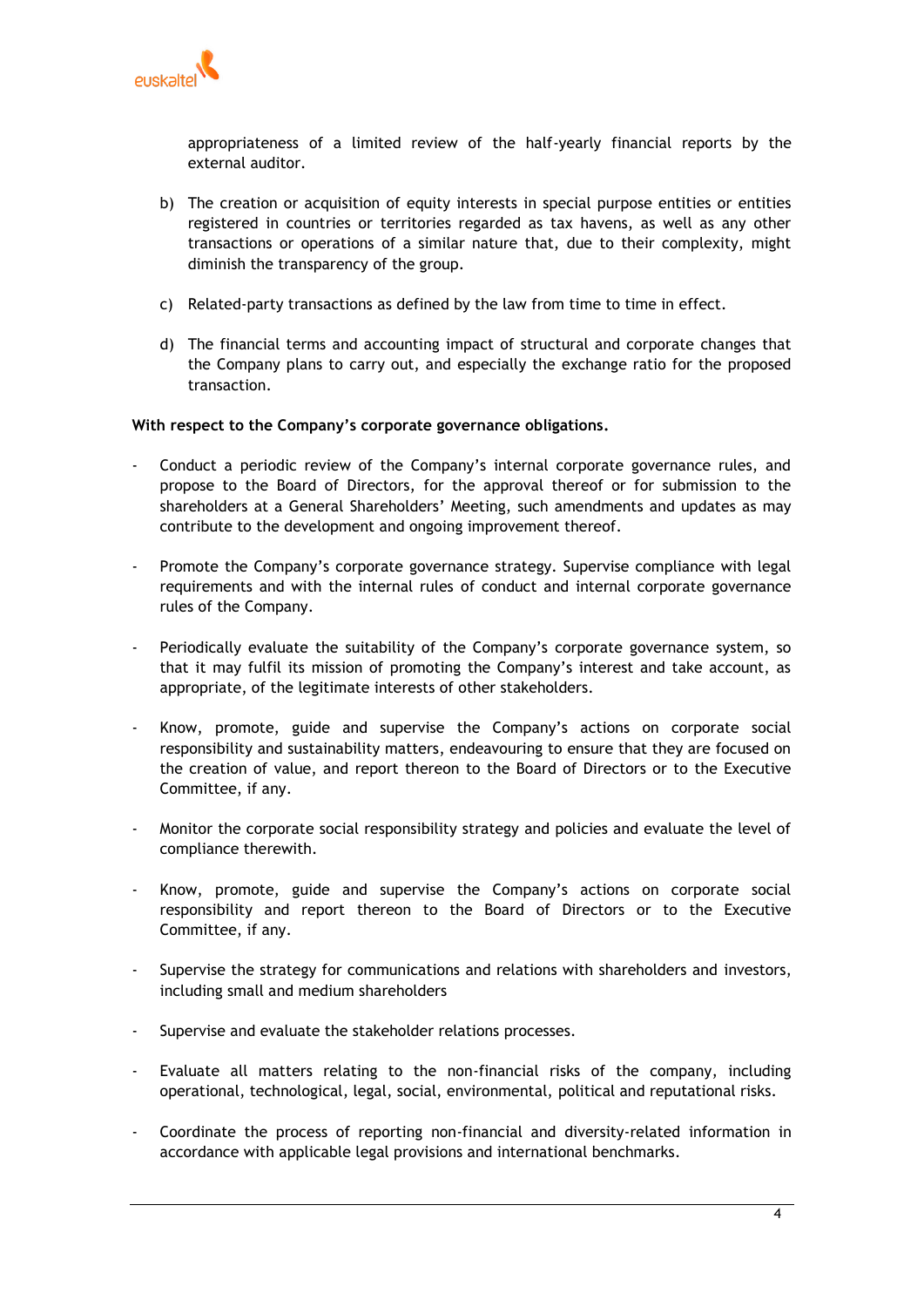appropriateness of a limited review of the half-yearly financial reports by the external auditor.

b) The creation or acquisition of equity interests in special purpose entities or entities registered in countries or territories regarded as tax havens, as well as any other transactions or operations of a similar nature that, due to their complexity, might diminish the transparency of the group.

c) Related-party transactions as defined by the law from time to time in effect.

d) The financial terms and accounting impact of structural and corporate changes that the Company plans to carry out, and especially the exchange ratio for the proposed transaction.

**With respect to the Company's corporate governance obligations.**

- Conduct a periodic review of the Company's internal corporate governance rules, and propose to the Board of Directors, for the approval thereof or for submission to the shareholders at a General Shareholders' Meeting, such amendments and updates as may contribute to the development and ongoing improvement thereof.

- Promote the Company's corporate governance strategy. Supervise compliance with legal requirements and with the internal rules of conduct and internal corporate governance rules of the Company.

- Periodically evaluate the suitability of the Company's corporate governance system, so that it may fulfil its mission of promoting the Company's interest and take account, as appropriate, of the legitimate interests of other stakeholders.

- Know, promote, guide and supervise the Company's actions on corporate social responsibility and sustainability matters, endeavouring to ensure that they are focused on the creation of value, and report thereon to the Board of Directors or to the Executive Committee, if any.

- Monitor the corporate social responsibility strategy and policies and evaluate the level of compliance therewith.

- Know, promote, guide and supervise the Company's actions on corporate social responsibility and report thereon to the Board of Directors or to the Executive Committee, if any.

- Supervise the strategy for communications and relations with shareholders and investors, including small and medium shareholders

- Supervise and evaluate the stakeholder relations processes.

- Evaluate all matters relating to the non-financial risks of the company, including operational, technological, legal, social, environmental, political and reputational risks.

- Coordinate the process of reporting non-financial and diversity-related information in accordance with applicable legal provisions and international benchmarks.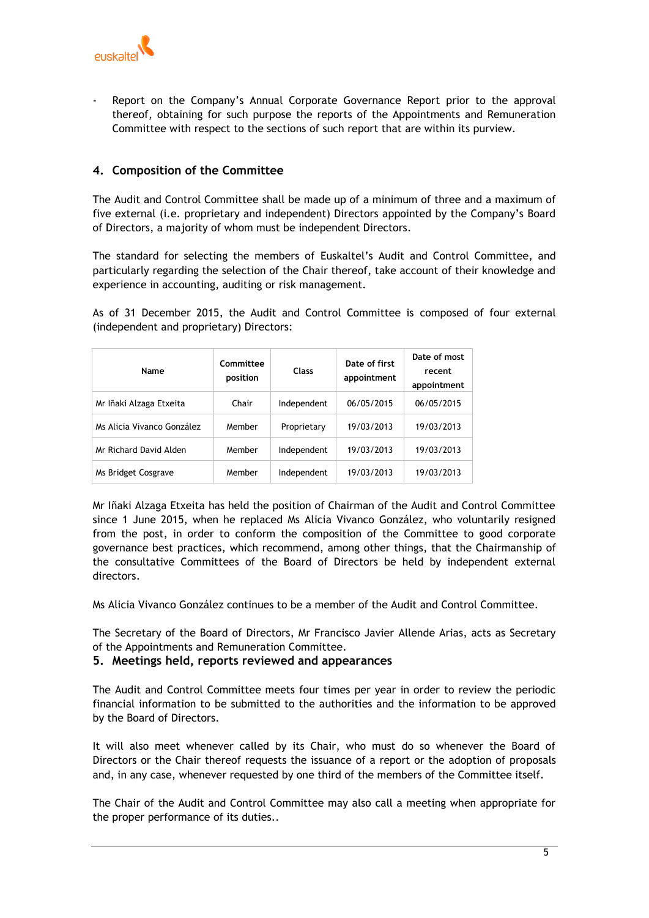- Report on the Company's Annual Corporate Governance Report prior to the approval thereof, obtaining for such purpose the reports of the Appointments and Remuneration Committee with respect to the sections of such report that are within its purview.

## 4. Composition of the Committee

The Audit and Control Committee shall be made up of a minimum of three and a maximum of five external (i.e. proprietary and independent) Directors appointed by the Company's Board of Directors, a majority of whom must be independent Directors.

The standard for selecting the members of Euskaltel's Audit and Control Committee, and particularly regarding the selection of the Chair thereof, take account of their knowledge and experience in accounting, auditing or risk management.

As of 31 December 2015, the Audit and Control Committee is composed of four external (independent and proprietary) Directors:

| Name | Committee position | Class | Date of first appointment | Date of most recent appointment |
|---|---|---|---|---|
| Mr Iñaki Alzaga Etxeita | Chair | Independent | 06/05/2015 | 06/05/2015 |
| Ms Alicia Vivanco González | Member | Proprietary | 19/03/2013 | 19/03/2013 |
| Mr Richard David Alden | Member | Independent | 19/03/2013 | 19/03/2013 |
| Ms Bridget Cosgrave | Member | Independent | 19/03/2013 | 19/03/2013 |

Mr Iñaki Alzaga Etxeita has held the position of Chairman of the Audit and Control Committee since 1 June 2015, when he replaced Ms Alicia Vivanco González, who voluntarily resigned from the post, in order to conform the composition of the Committee to good corporate governance best practices, which recommend, among other things, that the Chairmanship of the consultative Committees of the Board of Directors be held by independent external directors.

Ms Alicia Vivanco González continues to be a member of the Audit and Control Committee.

The Secretary of the Board of Directors, Mr Francisco Javier Allende Arias, acts as Secretary of the Appointments and Remuneration Committee.

## 5. Meetings held, reports reviewed and appearances

The Audit and Control Committee meets four times per year in order to review the periodic financial information to be submitted to the authorities and the information to be approved by the Board of Directors.

It will also meet whenever called by its Chair, who must do so whenever the Board of Directors or the Chair thereof requests the issuance of a report or the adoption of proposals and, in any case, whenever requested by one third of the members of the Committee itself.

The Chair of the Audit and Control Committee may also call a meeting when appropriate for the proper performance of its duties..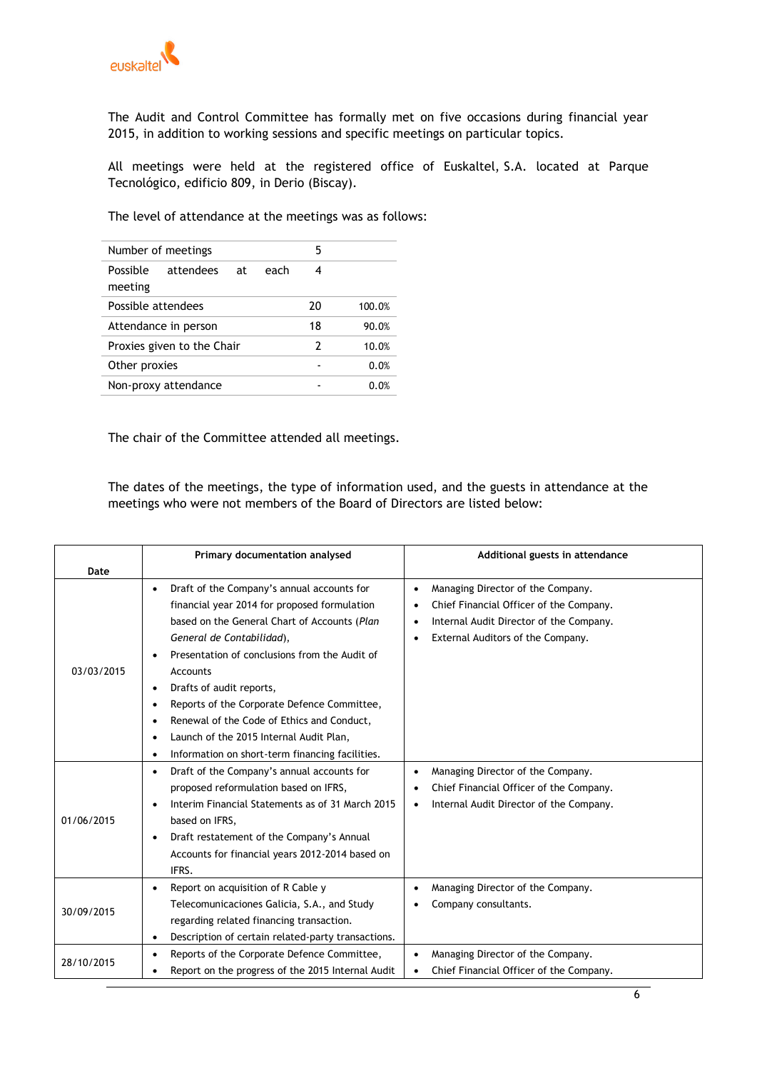The Audit and Control Committee has formally met on five occasions during financial year 2015, in addition to working sessions and specific meetings on particular topics.

All meetings were held at the registered office of Euskaltel, S.A. located at Parque Tecnológico, edificio 809, in Derio (Biscay).

The level of attendance at the meetings was as follows:

| | | |
|---|---|---|
| Number of meetings | 5 | |
| Possible attendees at each meeting | 4 | |
| Possible attendees | 20 | 100.0% |
| Attendance in person | 18 | 90.0% |
| Proxies given to the Chair | 2 | 10.0% |
| Other proxies | - | 0.0% |
| Non-proxy attendance | - | 0.0% |

The chair of the Committee attended all meetings.

The dates of the meetings, the type of information used, and the guests in attendance at the meetings who were not members of the Board of Directors are listed below:

| Date | Primary documentation analysed | Additional guests in attendance |
|---|---|---|
| 03/03/2015 | • Draft of the Company's annual accounts for financial year 2014 for proposed formulation based on the General Chart of Accounts (*Plan General de Contabilidad*),<br>• Presentation of conclusions from the Audit of Accounts<br>• Drafts of audit reports,<br>• Reports of the Corporate Defence Committee,<br>• Renewal of the Code of Ethics and Conduct,<br>• Launch of the 2015 Internal Audit Plan,<br>• Information on short-term financing facilities. | • Managing Director of the Company.<br>• Chief Financial Officer of the Company.<br>• Internal Audit Director of the Company.<br>• External Auditors of the Company. |
| 01/06/2015 | • Draft of the Company's annual accounts for proposed reformulation based on IFRS,<br>• Interim Financial Statements as of 31 March 2015 based on IFRS,<br>• Draft restatement of the Company's Annual Accounts for financial years 2012-2014 based on IFRS. | • Managing Director of the Company.<br>• Chief Financial Officer of the Company.<br>• Internal Audit Director of the Company. |
| 30/09/2015 | • Report on acquisition of R Cable y Telecomunicaciones Galicia, S.A., and Study regarding related financing transaction.<br>• Description of certain related-party transactions. | • Managing Director of the Company.<br>• Company consultants. |
| 28/10/2015 | • Reports of the Corporate Defence Committee,<br>• Report on the progress of the 2015 Internal Audit | • Managing Director of the Company.<br>• Chief Financial Officer of the Company. |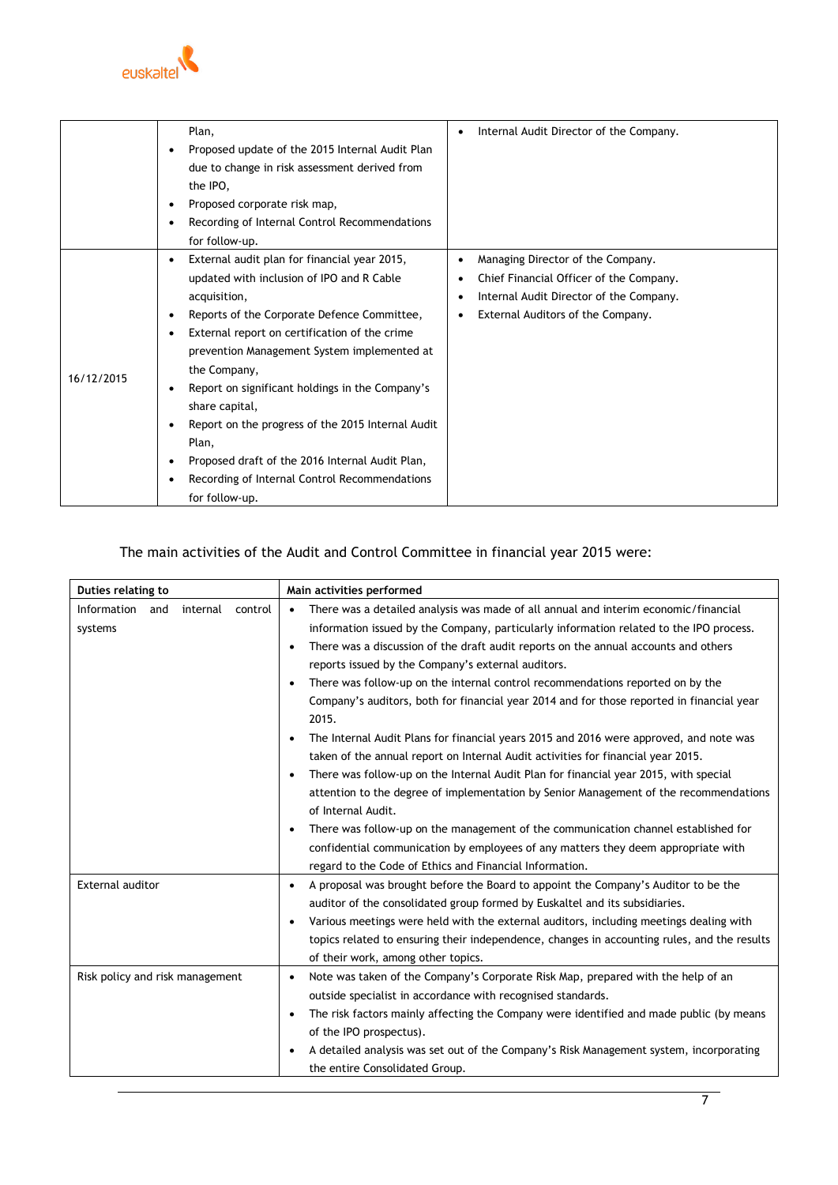| | | |
|---|---|---|
| | Plan,<br>• Proposed update of the 2015 Internal Audit Plan due to change in risk assessment derived from the IPO,<br>• Proposed corporate risk map,<br>• Recording of Internal Control Recommendations for follow-up. | • Internal Audit Director of the Company. |
| 16/12/2015 | • External audit plan for financial year 2015, updated with inclusion of IPO and R Cable acquisition,<br>• Reports of the Corporate Defence Committee,<br>• External report on certification of the crime prevention Management System implemented at the Company,<br>• Report on significant holdings in the Company's share capital,<br>• Report on the progress of the 2015 Internal Audit Plan,<br>• Proposed draft of the 2016 Internal Audit Plan,<br>• Recording of Internal Control Recommendations for follow-up. | • Managing Director of the Company.<br>• Chief Financial Officer of the Company.<br>• Internal Audit Director of the Company.<br>• External Auditors of the Company. |

The main activities of the Audit and Control Committee in financial year 2015 were:

| Duties relating to | Main activities performed |
|---|---|
| Information and internal control systems | • There was a detailed analysis was made of all annual and interim economic/financial information issued by the Company, particularly information related to the IPO process.<br>• There was a discussion of the draft audit reports on the annual accounts and others reports issued by the Company's external auditors.<br>• There was follow-up on the internal control recommendations reported on by the Company's auditors, both for financial year 2014 and for those reported in financial year 2015.<br>• The Internal Audit Plans for financial years 2015 and 2016 were approved, and note was taken of the annual report on Internal Audit activities for financial year 2015.<br>• There was follow-up on the Internal Audit Plan for financial year 2015, with special attention to the degree of implementation by Senior Management of the recommendations of Internal Audit.<br>• There was follow-up on the management of the communication channel established for confidential communication by employees of any matters they deem appropriate with regard to the Code of Ethics and Financial Information. |
| External auditor | • A proposal was brought before the Board to appoint the Company's Auditor to be the auditor of the consolidated group formed by Euskaltel and its subsidiaries.<br>• Various meetings were held with the external auditors, including meetings dealing with topics related to ensuring their independence, changes in accounting rules, and the results of their work, among other topics. |
| Risk policy and risk management | • Note was taken of the Company's Corporate Risk Map, prepared with the help of an outside specialist in accordance with recognised standards.<br>• The risk factors mainly affecting the Company were identified and made public (by means of the IPO prospectus).<br>• A detailed analysis was set out of the Company's Risk Management system, incorporating the entire Consolidated Group. |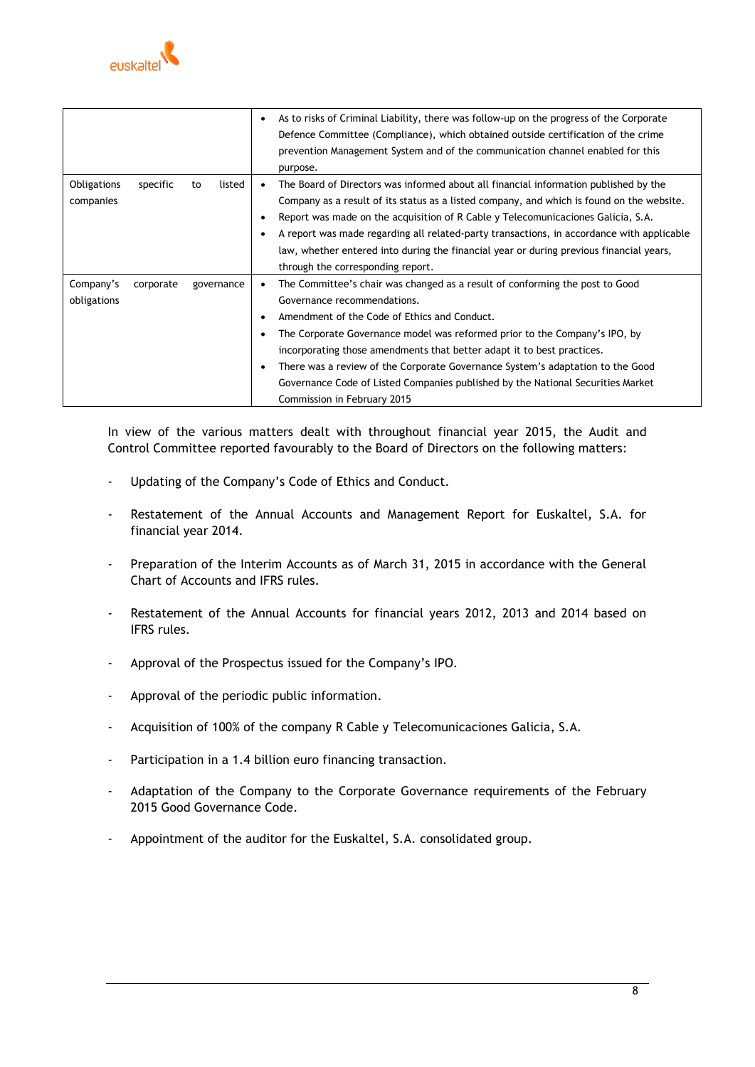| | |
|---|---|
| | • As to risks of Criminal Liability, there was follow-up on the progress of the Corporate Defence Committee (Compliance), which obtained outside certification of the crime prevention Management System and of the communication channel enabled for this purpose. |
| Obligations specific to listed companies | • The Board of Directors was informed about all financial information published by the Company as a result of its status as a listed company, and which is found on the website.<br>• Report was made on the acquisition of R Cable y Telecomunicaciones Galicia, S.A.<br>• A report was made regarding all related-party transactions, in accordance with applicable law, whether entered into during the financial year or during previous financial years, through the corresponding report. |
| Company's corporate governance obligations | • The Committee's chair was changed as a result of conforming the post to Good Governance recommendations.<br>• Amendment of the Code of Ethics and Conduct.<br>• The Corporate Governance model was reformed prior to the Company's IPO, by incorporating those amendments that better adapt it to best practices.<br>• There was a review of the Corporate Governance System's adaptation to the Good Governance Code of Listed Companies published by the National Securities Market Commission in February 2015 |

In view of the various matters dealt with throughout financial year 2015, the Audit and Control Committee reported favourably to the Board of Directors on the following matters:

- Updating of the Company's Code of Ethics and Conduct.
- Restatement of the Annual Accounts and Management Report for Euskaltel, S.A. for financial year 2014.
- Preparation of the Interim Accounts as of March 31, 2015 in accordance with the General Chart of Accounts and IFRS rules.
- Restatement of the Annual Accounts for financial years 2012, 2013 and 2014 based on IFRS rules.
- Approval of the Prospectus issued for the Company's IPO.
- Approval of the periodic public information.
- Acquisition of 100% of the company R Cable y Telecomunicaciones Galicia, S.A.
- Participation in a 1.4 billion euro financing transaction.
- Adaptation of the Company to the Corporate Governance requirements of the February 2015 Good Governance Code.
- Appointment of the auditor for the Euskaltel, S.A. consolidated group.